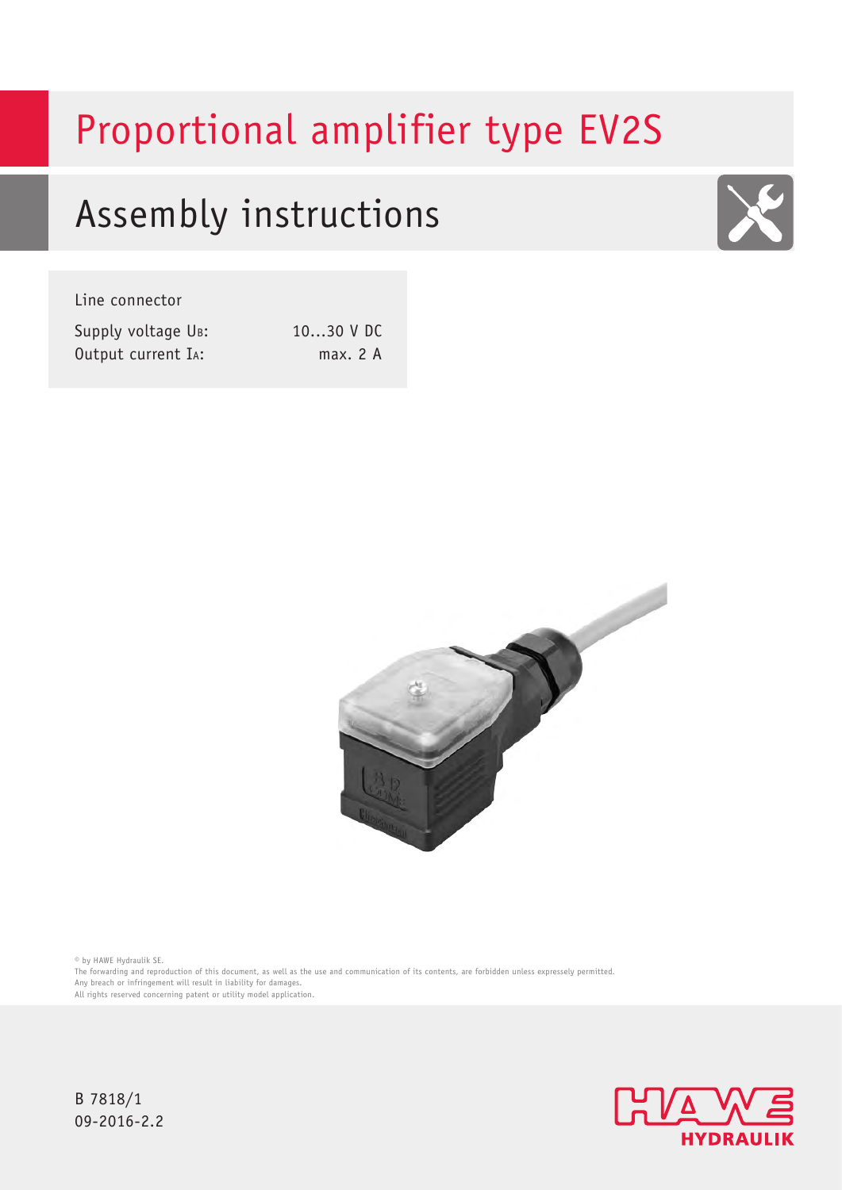# Proportional amplifier type EV2S

## Assembly instructions

Line connector

| | |
|---|---|
| Supply voltage $U_B$: | 10...30 V DC |
| Output current $I_A$: | max. 2 A |

© by HAWE Hydraulik SE.
The forwarding and reproduction of this document, as well as the use and communication of its contents, are forbidden unless expressely permitted.
Any breach or infringement will result in liability for damages.
All rights reserved concerning patent or utility model application.

B 7818/1
09-2016-2.2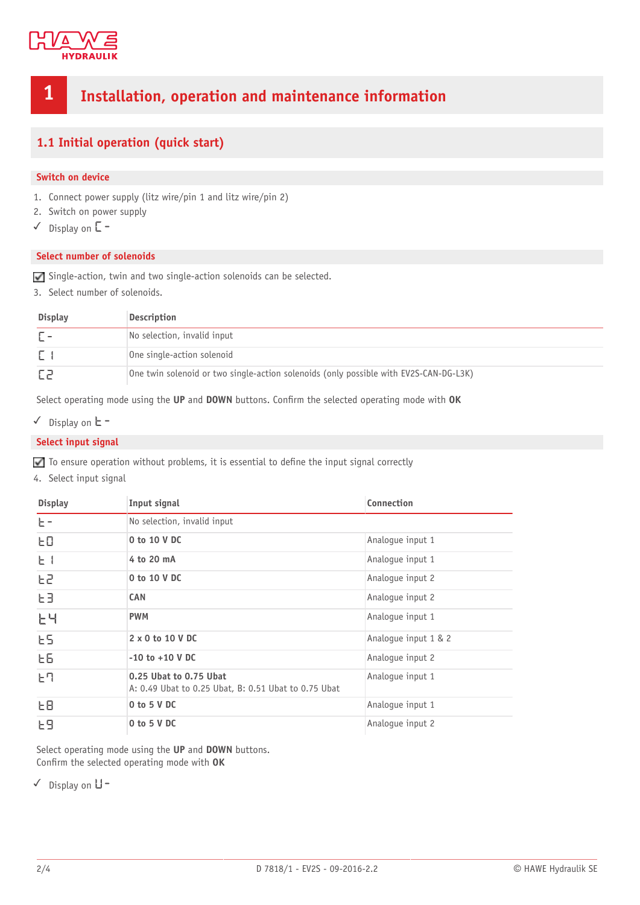# 1 Installation, operation and maintenance information

## 1.1 Initial operation (quick start)

### Switch on device

1. Connect power supply (litz wire/pin 1 and litz wire/pin 2)
2. Switch on power supply

✓ Display on C -

### Select number of solenoids

☑ Single-action, twin and two single-action solenoids can be selected.

3. Select number of solenoids.

| Display | Description |
|---|---|
| C - | No selection, invalid input |
| C 1 | One single-action solenoid |
| C2 | One twin solenoid or two single-action solenoids (only possible with EV2S-CAN-DG-L3K) |

Select operating mode using the **UP** and **DOWN** buttons. Confirm the selected operating mode with **OK**

✓ Display on t -

### Select input signal

☑ To ensure operation without problems, it is essential to define the input signal correctly

4. Select input signal

| Display | Input signal | Connection |
|---|---|---|
| t - | No selection, invalid input | |
| t0 | **0 to 10 V DC** | Analogue input 1 |
| t 1 | **4 to 20 mA** | Analogue input 1 |
| t2 | **0 to 10 V DC** | Analogue input 2 |
| t3 | **CAN** | Analogue input 2 |
| t4 | **PWM** | Analogue input 1 |
| t5 | **2 x 0 to 10 V DC** | Analogue input 1 & 2 |
| t6 | **-10 to +10 V DC** | Analogue input 2 |
| t7 | **0.25 Ubat to 0.75 Ubat**<br>A: 0.49 Ubat to 0.25 Ubat, B: 0.51 Ubat to 0.75 Ubat | Analogue input 1 |
| t8 | **0 to 5 V DC** | Analogue input 1 |
| t9 | **0 to 5 V DC** | Analogue input 2 |

Select operating mode using the **UP** and **DOWN** buttons.
Confirm the selected operating mode with **OK**

✓ Display on U -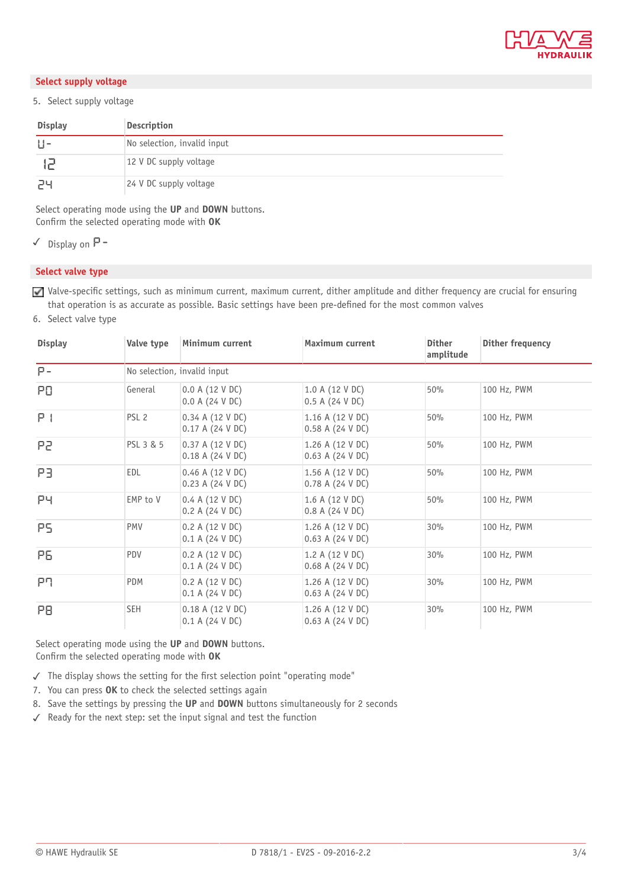## Select supply voltage

5. Select supply voltage

| Display | Description |
|---|---|
| U- | No selection, invalid input |
| 12 | 12 V DC supply voltage |
| 24 | 24 V DC supply voltage |

Select operating mode using the **UP** and **DOWN** buttons.
Confirm the selected operating mode with **OK**

✓ Display on P-

## Select valve type

☑ Valve-specific settings, such as minimum current, maximum current, dither amplitude and dither frequency are crucial for ensuring that operation is as accurate as possible. Basic settings have been pre-defined for the most common valves

6. Select valve type

| Display | Valve type | Minimum current | Maximum current | Dither amplitude | Dither frequency |
|---|---|---|---|---|---|
| P- | No selection, invalid input | | | | |
| P0 | General | 0.0 A (12 V DC)<br>0.0 A (24 V DC) | 1.0 A (12 V DC)<br>0.5 A (24 V DC) | 50% | 100 Hz, PWM |
| P1 | PSL 2 | 0.34 A (12 V DC)<br>0.17 A (24 V DC) | 1.16 A (12 V DC)<br>0.58 A (24 V DC) | 50% | 100 Hz, PWM |
| P2 | PSL 3 & 5 | 0.37 A (12 V DC)<br>0.18 A (24 V DC) | 1.26 A (12 V DC)<br>0.63 A (24 V DC) | 50% | 100 Hz, PWM |
| P3 | EDL | 0.46 A (12 V DC)<br>0.23 A (24 V DC) | 1.56 A (12 V DC)<br>0.78 A (24 V DC) | 50% | 100 Hz, PWM |
| P4 | EMP to V | 0.4 A (12 V DC)<br>0.2 A (24 V DC) | 1.6 A (12 V DC)<br>0.8 A (24 V DC) | 50% | 100 Hz, PWM |
| P5 | PMV | 0.2 A (12 V DC)<br>0.1 A (24 V DC) | 1.26 A (12 V DC)<br>0.63 A (24 V DC) | 30% | 100 Hz, PWM |
| P6 | PDV | 0.2 A (12 V DC)<br>0.1 A (24 V DC) | 1.2 A (12 V DC)<br>0.68 A (24 V DC) | 30% | 100 Hz, PWM |
| P7 | PDM | 0.2 A (12 V DC)<br>0.1 A (24 V DC) | 1.26 A (12 V DC)<br>0.63 A (24 V DC) | 30% | 100 Hz, PWM |
| P8 | SEH | 0.18 A (12 V DC)<br>0.1 A (24 V DC) | 1.26 A (12 V DC)<br>0.63 A (24 V DC) | 30% | 100 Hz, PWM |

Select operating mode using the **UP** and **DOWN** buttons.
Confirm the selected operating mode with **OK**

✓ The display shows the setting for the first selection point "operating mode"

7. You can press **OK** to check the selected settings again
8. Save the settings by pressing the **UP** and **DOWN** buttons simultaneously for 2 seconds

✓ Ready for the next step: set the input signal and test the function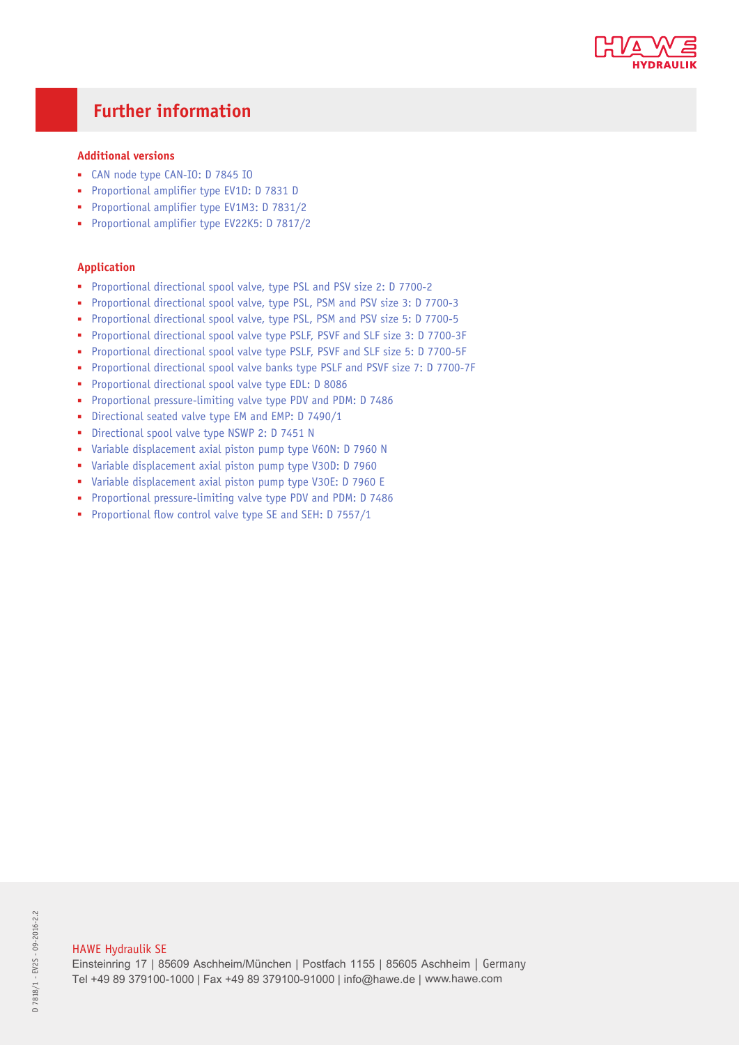# Further information

### Additional versions

- CAN node type CAN-IO: D 7845 IO
- Proportional amplifier type EV1D: D 7831 D
- Proportional amplifier type EV1M3: D 7831/2
- Proportional amplifier type EV22K5: D 7817/2

### Application

- Proportional directional spool valve, type PSL and PSV size 2: D 7700-2
- Proportional directional spool valve, type PSL, PSM and PSV size 3: D 7700-3
- Proportional directional spool valve, type PSL, PSM and PSV size 5: D 7700-5
- Proportional directional spool valve type PSLF, PSVF and SLF size 3: D 7700-3F
- Proportional directional spool valve type PSLF, PSVF and SLF size 5: D 7700-5F
- Proportional directional spool valve banks type PSLF and PSVF size 7: D 7700-7F
- Proportional directional spool valve type EDL: D 8086
- Proportional pressure-limiting valve type PDV and PDM: D 7486
- Directional seated valve type EM and EMP: D 7490/1
- Directional spool valve type NSWP 2: D 7451 N
- Variable displacement axial piston pump type V60N: D 7960 N
- Variable displacement axial piston pump type V30D: D 7960
- Variable displacement axial piston pump type V30E: D 7960 E
- Proportional pressure-limiting valve type PDV and PDM: D 7486
- Proportional flow control valve type SE and SEH: D 7557/1

HAWE Hydraulik SE
Einsteinring 17 | 85609 Aschheim/München | Postfach 1155 | 85605 Aschheim | Germany
Tel +49 89 379100-1000 | Fax +49 89 379100-91000 | info@hawe.de | www.hawe.com

D 7818/1 - EV2S - 09-2016-2.2